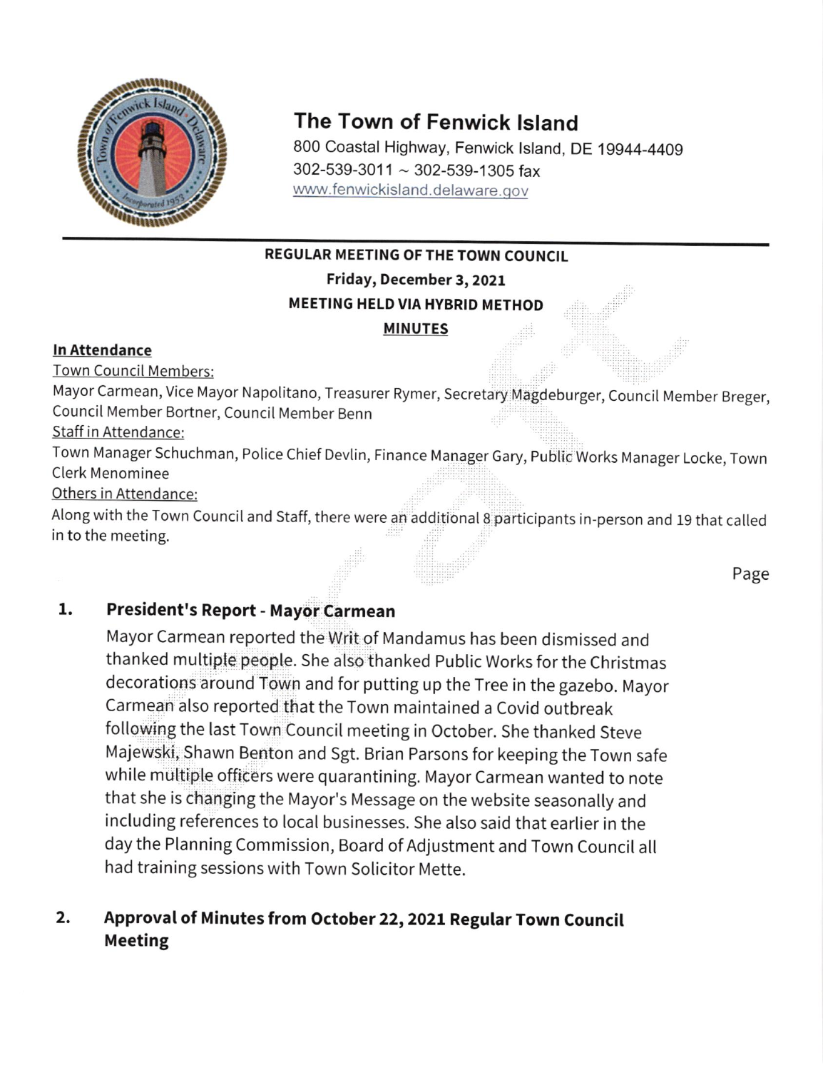# The Town of Fenwick Island

800 Coastal Highway, Fenwick Island, DE 19944-4409
302-539-3011 ~ 302-539-1305 fax
www.fenwickisland.delaware.gov

**REGULAR MEETING OF THE TOWN COUNCIL**
**Friday, December 3, 2021**
**MEETING HELD VIA HYBRID METHOD**
**MINUTES**

**In Attendance**

Town Council Members:
Mayor Carmean, Vice Mayor Napolitano, Treasurer Rymer, Secretary Magdeburger, Council Member Breger, Council Member Bortner, Council Member Benn

Staff in Attendance:
Town Manager Schuchman, Police Chief Devlin, Finance Manager Gary, Public Works Manager Locke, Town Clerk Menominee

Others in Attendance:
Along with the Town Council and Staff, there were an additional 8 participants in-person and 19 that called in to the meeting.

Page

## 1. President's Report - Mayor Carmean

Mayor Carmean reported the Writ of Mandamus has been dismissed and thanked multiple people. She also thanked Public Works for the Christmas decorations around Town and for putting up the Tree in the gazebo. Mayor Carmean also reported that the Town maintained a Covid outbreak following the last Town Council meeting in October. She thanked Steve Majewski, Shawn Benton and Sgt. Brian Parsons for keeping the Town safe while multiple officers were quarantining. Mayor Carmean wanted to note that she is changing the Mayor's Message on the website seasonally and including references to local businesses. She also said that earlier in the day the Planning Commission, Board of Adjustment and Town Council all had training sessions with Town Solicitor Mette.

## 2. Approval of Minutes from October 22, 2021 Regular Town Council Meeting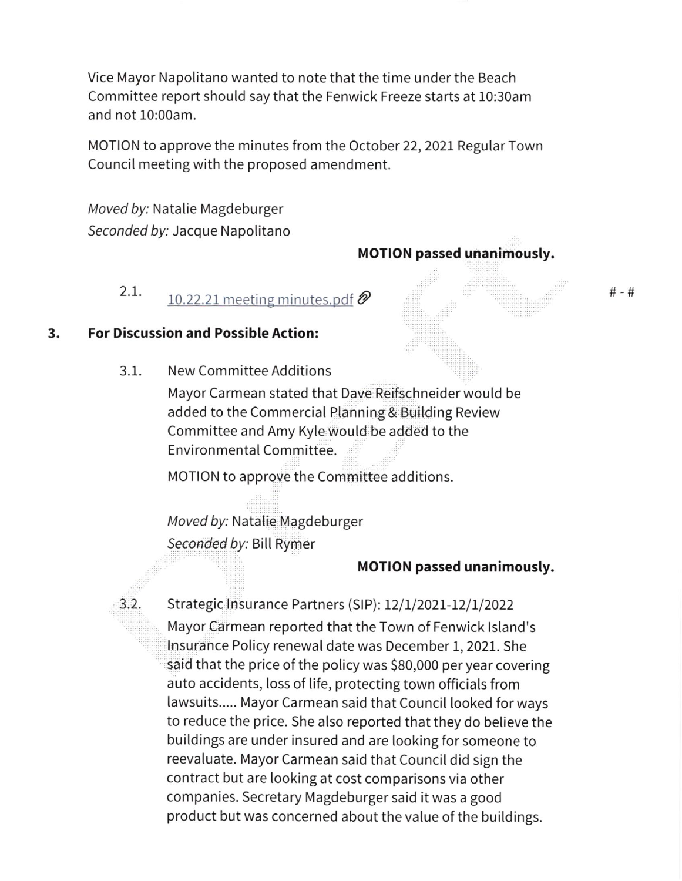Vice Mayor Napolitano wanted to note that the time under the Beach Committee report should say that the Fenwick Freeze starts at 10:30am and not 10:00am.

MOTION to approve the minutes from the October 22, 2021 Regular Town Council meeting with the proposed amendment.

*Moved by:* Natalie Magdeburger
*Seconded by:* Jacque Napolitano

**MOTION passed unanimously.**

2.1. 10.22.21 meeting minutes.pdf # - #

## 3. For Discussion and Possible Action:

3.1. New Committee Additions

Mayor Carmean stated that Dave Reifschneider would be added to the Commercial Planning & Building Review Committee and Amy Kyle would be added to the Environmental Committee.

MOTION to approve the Committee additions.

*Moved by:* Natalie Magdeburger
*Seconded by:* Bill Rymer

**MOTION passed unanimously.**

3.2. Strategic Insurance Partners (SIP): 12/1/2021-12/1/2022

Mayor Carmean reported that the Town of Fenwick Island's Insurance Policy renewal date was December 1, 2021. She said that the price of the policy was $80,000 per year covering auto accidents, loss of life, protecting town officials from lawsuits..... Mayor Carmean said that Council looked for ways to reduce the price. She also reported that they do believe the buildings are under insured and are looking for someone to reevaluate. Mayor Carmean said that Council did sign the contract but are looking at cost comparisons via other companies. Secretary Magdeburger said it was a good product but was concerned about the value of the buildings.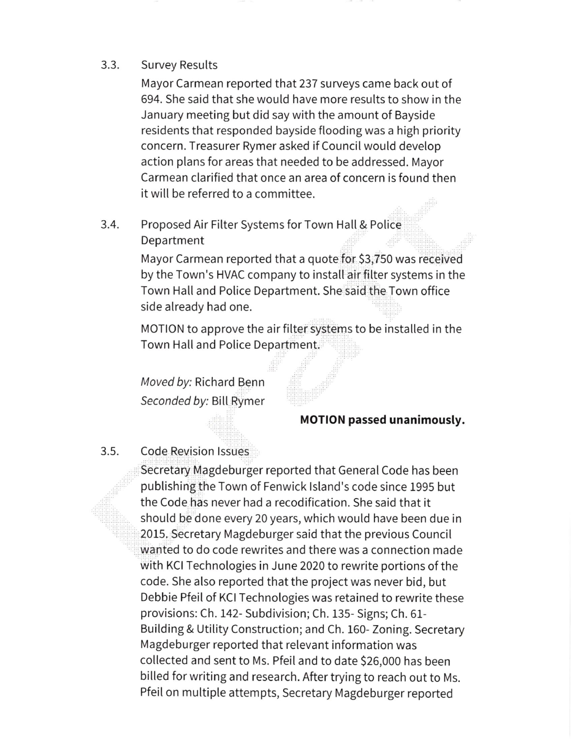3.3. Survey Results

Mayor Carmean reported that 237 surveys came back out of 694. She said that she would have more results to show in the January meeting but did say with the amount of Bayside residents that responded bayside flooding was a high priority concern. Treasurer Rymer asked if Council would develop action plans for areas that needed to be addressed. Mayor Carmean clarified that once an area of concern is found then it will be referred to a committee.

3.4. Proposed Air Filter Systems for Town Hall & Police Department

Mayor Carmean reported that a quote for $3,750 was received by the Town's HVAC company to install air filter systems in the Town Hall and Police Department. She said the Town office side already had one.

MOTION to approve the air filter systems to be installed in the Town Hall and Police Department.

*Moved by:* Richard Benn
*Seconded by:* Bill Rymer

**MOTION passed unanimously.**

3.5. Code Revision Issues

Secretary Magdeburger reported that General Code has been publishing the Town of Fenwick Island's code since 1995 but the Code has never had a recodification. She said that it should be done every 20 years, which would have been due in 2015. Secretary Magdeburger said that the previous Council wanted to do code rewrites and there was a connection made with KCI Technologies in June 2020 to rewrite portions of the code. She also reported that the project was never bid, but Debbie Pfeil of KCI Technologies was retained to rewrite these provisions: Ch. 142- Subdivision; Ch. 135- Signs; Ch. 61- Building & Utility Construction; and Ch. 160- Zoning. Secretary Magdeburger reported that relevant information was collected and sent to Ms. Pfeil and to date $26,000 has been billed for writing and research. After trying to reach out to Ms. Pfeil on multiple attempts, Secretary Magdeburger reported